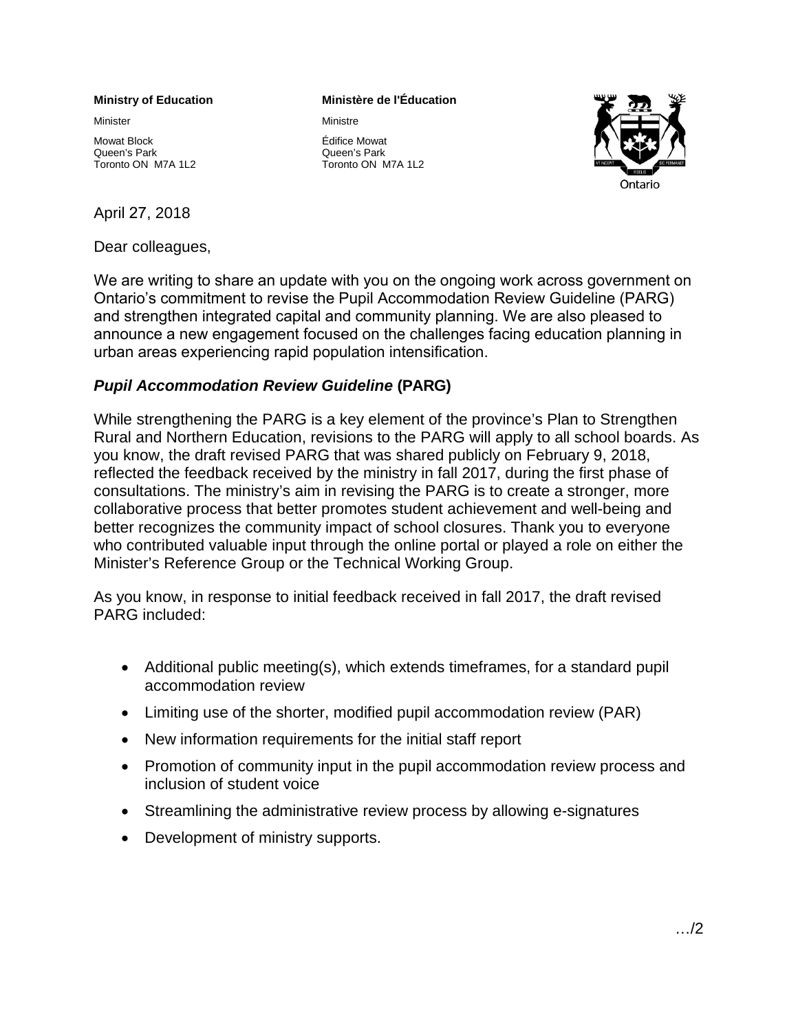**Ministry of Education**

Minister

Mowat Block
Queen's Park
Toronto ON M7A 1L2

**Ministère de l'Éducation**

Ministre

Édifice Mowat
Queen's Park
Toronto ON M7A 1L2

Ontario

April 27, 2018

Dear colleagues,

We are writing to share an update with you on the ongoing work across government on Ontario's commitment to revise the Pupil Accommodation Review Guideline (PARG) and strengthen integrated capital and community planning. We are also pleased to announce a new engagement focused on the challenges facing education planning in urban areas experiencing rapid population intensification.

## ***Pupil Accommodation Review Guideline*** **(PARG)**

While strengthening the PARG is a key element of the province's Plan to Strengthen Rural and Northern Education, revisions to the PARG will apply to all school boards. As you know, the draft revised PARG that was shared publicly on February 9, 2018, reflected the feedback received by the ministry in fall 2017, during the first phase of consultations. The ministry's aim in revising the PARG is to create a stronger, more collaborative process that better promotes student achievement and well-being and better recognizes the community impact of school closures. Thank you to everyone who contributed valuable input through the online portal or played a role on either the Minister's Reference Group or the Technical Working Group.

As you know, in response to initial feedback received in fall 2017, the draft revised PARG included:

- Additional public meeting(s), which extends timeframes, for a standard pupil accommodation review
- Limiting use of the shorter, modified pupil accommodation review (PAR)
- New information requirements for the initial staff report
- Promotion of community input in the pupil accommodation review process and inclusion of student voice
- Streamlining the administrative review process by allowing e-signatures
- Development of ministry supports.

…/2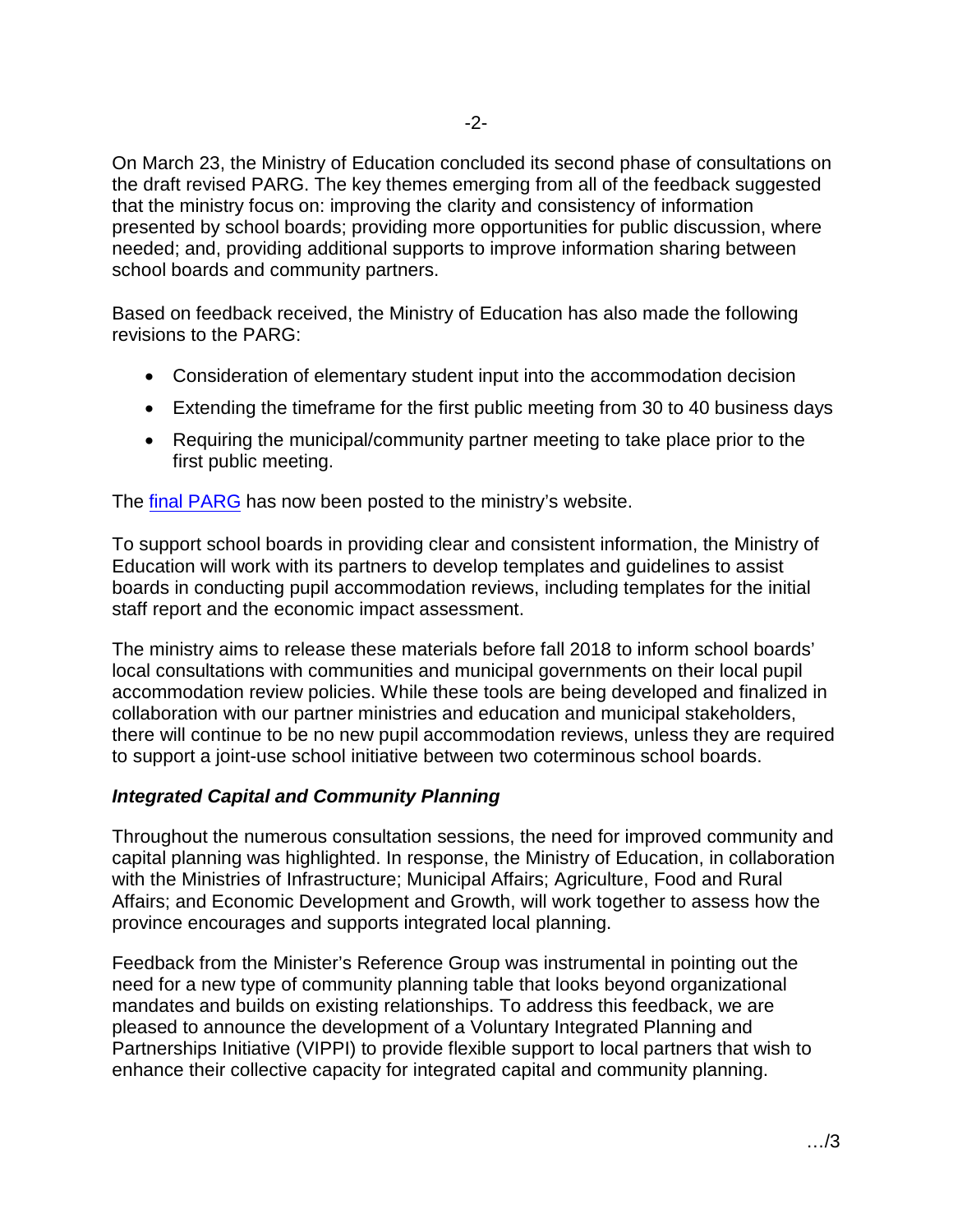On March 23, the Ministry of Education concluded its second phase of consultations on the draft revised PARG. The key themes emerging from all of the feedback suggested that the ministry focus on: improving the clarity and consistency of information presented by school boards; providing more opportunities for public discussion, where needed; and, providing additional supports to improve information sharing between school boards and community partners.

Based on feedback received, the Ministry of Education has also made the following revisions to the PARG:

- Consideration of elementary student input into the accommodation decision
- Extending the timeframe for the first public meeting from 30 to 40 business days
- Requiring the municipal/community partner meeting to take place prior to the first public meeting.

The final PARG has now been posted to the ministry's website.

To support school boards in providing clear and consistent information, the Ministry of Education will work with its partners to develop templates and guidelines to assist boards in conducting pupil accommodation reviews, including templates for the initial staff report and the economic impact assessment.

The ministry aims to release these materials before fall 2018 to inform school boards' local consultations with communities and municipal governments on their local pupil accommodation review policies. While these tools are being developed and finalized in collaboration with our partner ministries and education and municipal stakeholders, there will continue to be no new pupil accommodation reviews, unless they are required to support a joint-use school initiative between two coterminous school boards.

### *Integrated Capital and Community Planning*

Throughout the numerous consultation sessions, the need for improved community and capital planning was highlighted. In response, the Ministry of Education, in collaboration with the Ministries of Infrastructure; Municipal Affairs; Agriculture, Food and Rural Affairs; and Economic Development and Growth, will work together to assess how the province encourages and supports integrated local planning.

Feedback from the Minister's Reference Group was instrumental in pointing out the need for a new type of community planning table that looks beyond organizational mandates and builds on existing relationships. To address this feedback, we are pleased to announce the development of a Voluntary Integrated Planning and Partnerships Initiative (VIPPI) to provide flexible support to local partners that wish to enhance their collective capacity for integrated capital and community planning.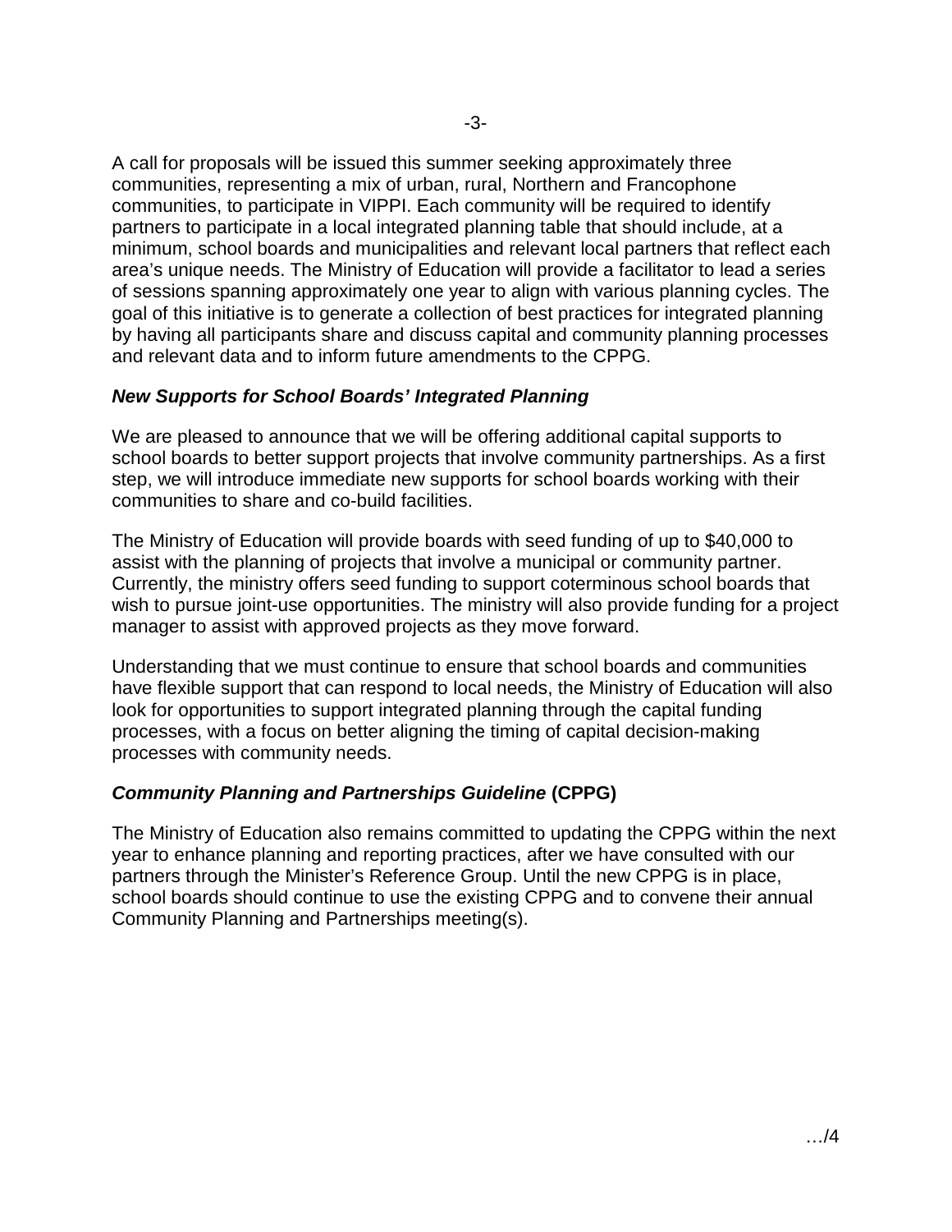A call for proposals will be issued this summer seeking approximately three communities, representing a mix of urban, rural, Northern and Francophone communities, to participate in VIPPI. Each community will be required to identify partners to participate in a local integrated planning table that should include, at a minimum, school boards and municipalities and relevant local partners that reflect each area's unique needs. The Ministry of Education will provide a facilitator to lead a series of sessions spanning approximately one year to align with various planning cycles. The goal of this initiative is to generate a collection of best practices for integrated planning by having all participants share and discuss capital and community planning processes and relevant data and to inform future amendments to the CPPG.

### *New Supports for School Boards' Integrated Planning*

We are pleased to announce that we will be offering additional capital supports to school boards to better support projects that involve community partnerships. As a first step, we will introduce immediate new supports for school boards working with their communities to share and co-build facilities.

The Ministry of Education will provide boards with seed funding of up to $40,000 to assist with the planning of projects that involve a municipal or community partner. Currently, the ministry offers seed funding to support coterminous school boards that wish to pursue joint-use opportunities. The ministry will also provide funding for a project manager to assist with approved projects as they move forward.

Understanding that we must continue to ensure that school boards and communities have flexible support that can respond to local needs, the Ministry of Education will also look for opportunities to support integrated planning through the capital funding processes, with a focus on better aligning the timing of capital decision-making processes with community needs.

### *Community Planning and Partnerships Guideline* (CPPG)

The Ministry of Education also remains committed to updating the CPPG within the next year to enhance planning and reporting practices, after we have consulted with our partners through the Minister's Reference Group. Until the new CPPG is in place, school boards should continue to use the existing CPPG and to convene their annual Community Planning and Partnerships meeting(s).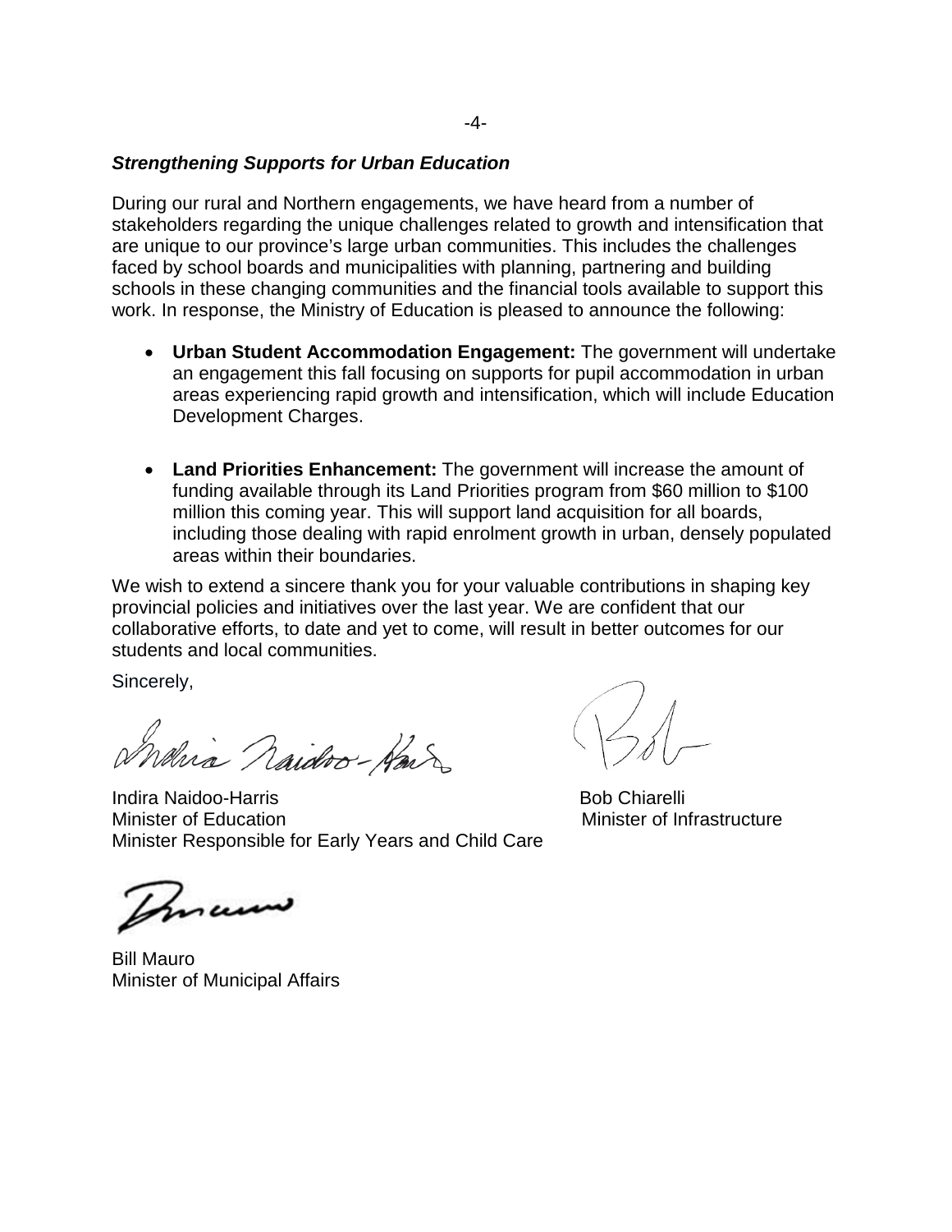***Strengthening Supports for Urban Education***

During our rural and Northern engagements, we have heard from a number of stakeholders regarding the unique challenges related to growth and intensification that are unique to our province's large urban communities. This includes the challenges faced by school boards and municipalities with planning, partnering and building schools in these changing communities and the financial tools available to support this work. In response, the Ministry of Education is pleased to announce the following:

- **Urban Student Accommodation Engagement:** The government will undertake an engagement this fall focusing on supports for pupil accommodation in urban areas experiencing rapid growth and intensification, which will include Education Development Charges.

- **Land Priorities Enhancement:** The government will increase the amount of funding available through its Land Priorities program from $60 million to $100 million this coming year. This will support land acquisition for all boards, including those dealing with rapid enrolment growth in urban, densely populated areas within their boundaries.

We wish to extend a sincere thank you for your valuable contributions in shaping key provincial policies and initiatives over the last year. We are confident that our collaborative efforts, to date and yet to come, will result in better outcomes for our students and local communities.

Sincerely,

Indira Naidoo-Harris
Minister of Education
Minister Responsible for Early Years and Child Care

Bob Chiarelli
Minister of Infrastructure

Bill Mauro
Minister of Municipal Affairs